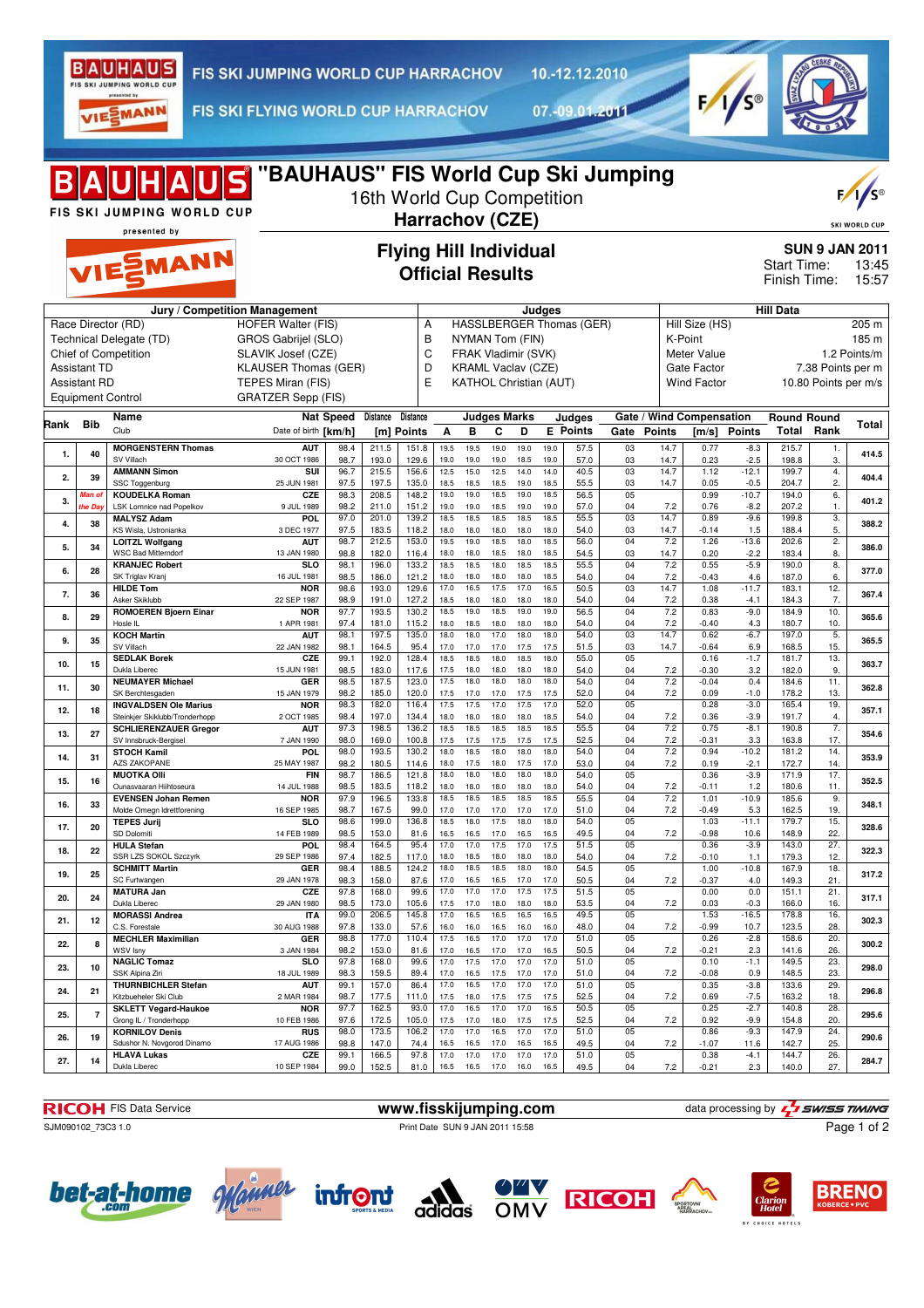# "BAUHAUS" FIS World Cup Ski Jumping

16th World Cup Competition

**Harrachov (CZE)**

FIS SKI JUMPING WORLD CUP HARRACHOV 10.-12.12.2010

FIS SKI FLYING WORLD CUP HARRACHOV 07.-09.01.2011

## Flying Hill Individual
## Official Results

**SUN 9 JAN 2011**
Start Time: 13:45
Finish Time: 15:57

| Jury / Competition Management | | Judges | | Hill Data | |
|---|---|---|---|---|---|
| Race Director (RD) | HOFER Walter (FIS) | A | HASSLBERGER Thomas (GER) | Hill Size (HS) | 205 m |
| Technical Delegate (TD) | GROS Gabrijel (SLO) | B | NYMAN Tom (FIN) | K-Point | 185 m |
| Chief of Competition | SLAVIK Josef (CZE) | C | FRAK Vladimir (SVK) | Meter Value | 1.2 Points/m |
| Assistant TD | KLAUSER Thomas (GER) | D | KRAML Vaclav (CZE) | Gate Factor | 7.38 Points per m |
| Assistant RD | TEPES Miran (FIS) | E | KATHOL Christian (AUT) | Wind Factor | 10.80 Points per m/s |
| Equipment Control | GRATZER Sepp (FIS) | | | | |

| Rank | Bib | Name / Club | Nat / Date of birth | Speed [km/h] | Distance [m] | Distance Points | A | B | C | D | E | Judges Points | Gate | Gate Points | Wind [m/s] | Wind Points | Round Total | Round Rank | Total |
|---|---|---|---|---|---|---|---|---|---|---|---|---|---|---|---|---|---|---|---|
| 1. | 40 | MORGENSTERN Thomas | AUT | 98.4 | 211.5 | 151.8 | 19.5 | 19.5 | 19.0 | 19.0 | 19.0 | 57.5 | 03 | 14.7 | 0.77 | -8.3 | 215.7 | 1. | 414.5 |
| | | SV Villach | 30 OCT 1986 | 98.7 | 193.0 | 129.6 | 19.0 | 19.0 | 19.0 | 18.5 | 19.0 | 57.0 | 03 | 14.7 | 0.23 | -2.5 | 198.8 | 3. | |
| 2. | 39 | AMMANN Simon | SUI | 96.7 | 215.5 | 156.6 | 12.5 | 15.0 | 12.5 | 14.0 | 14.0 | 40.5 | 03 | 14.7 | 1.12 | -12.1 | 199.7 | 4. | 404.4 |
| | | SSC Toggenburg | 25 JUN 1981 | 97.5 | 197.5 | 135.0 | 18.5 | 18.5 | 18.5 | 19.0 | 18.5 | 55.5 | 03 | 14.7 | 0.05 | -0.5 | 204.7 | 2. | |
| 3. | *Man of the Day* | KOUDELKA Roman | CZE | 98.3 | 208.5 | 148.2 | 19.0 | 19.0 | 18.5 | 19.0 | 18.5 | 56.5 | 05 | | 0.99 | -10.7 | 194.0 | 6. | 401.2 |
| | | LSK Lomnice nad Popelkov | 9 JUL 1989 | 98.2 | 211.0 | 151.2 | 19.0 | 19.0 | 18.5 | 19.0 | 19.0 | 57.0 | 04 | 7.2 | 0.76 | -8.2 | 207.2 | 1. | |
| 4. | 38 | MALYSZ Adam | POL | 97.0 | 201.0 | 139.2 | 18.5 | 18.5 | 18.5 | 18.5 | 18.5 | 55.5 | 03 | 14.7 | 0.89 | -9.6 | 199.8 | 3. | 388.2 |
| | | KS Wisla, Ustronianka | 3 DEC 1977 | 97.5 | 183.5 | 118.2 | 18.0 | 18.0 | 18.0 | 18.0 | 18.0 | 54.0 | 03 | 14.7 | -0.14 | 1.5 | 188.4 | 5. | |
| 5. | 34 | LOITZL Wolfgang | AUT | 98.7 | 212.5 | 153.0 | 19.5 | 19.0 | 18.5 | 18.0 | 18.5 | 56.0 | 04 | 7.2 | 1.26 | -13.6 | 202.6 | 2. | 386.0 |
| | | WSC Bad Mitterndorf | 13 JAN 1980 | 98.8 | 182.0 | 116.4 | 18.0 | 18.0 | 18.5 | 18.0 | 18.5 | 54.5 | 03 | 14.7 | 0.20 | -2.2 | 183.4 | 8. | |
| 6. | 28 | KRANJEC Robert | SLO | 98.1 | 196.0 | 133.2 | 18.5 | 18.5 | 18.0 | 18.5 | 18.5 | 55.5 | 04 | 7.2 | 0.55 | -5.9 | 190.0 | 8. | 377.0 |
| | | SK Triglav Kranj | 16 JUL 1981 | 98.5 | 186.0 | 121.2 | 18.0 | 18.0 | 18.0 | 18.0 | 18.0 | 54.0 | 04 | 7.2 | -0.43 | 4.6 | 187.0 | 6. | |
| 7. | 36 | HILDE Tom | NOR | 98.6 | 193.0 | 129.6 | 17.0 | 16.5 | 17.5 | 17.0 | 16.5 | 50.5 | 03 | 14.7 | 1.08 | -11.7 | 183.1 | 12. | 367.4 |
| | | Asker Skiklubb | 22 SEP 1987 | 98.9 | 191.0 | 127.2 | 18.5 | 18.0 | 18.0 | 18.0 | 18.0 | 54.0 | 04 | 7.2 | 0.38 | -4.1 | 184.3 | 7. | |
| 8. | 29 | ROMOEREN Bjoern Einar | NOR | 97.7 | 193.5 | 130.2 | 18.5 | 19.0 | 18.5 | 19.0 | 19.0 | 56.5 | 04 | 7.2 | 0.83 | -9.0 | 184.9 | 10. | 365.6 |
| | | Hosle IL | 1 APR 1981 | 97.4 | 181.0 | 115.2 | 18.0 | 18.5 | 18.0 | 18.0 | 18.0 | 54.0 | 04 | 7.2 | -0.40 | 4.3 | 180.7 | 10. | |
| 9. | 35 | KOCH Martin | AUT | 98.1 | 197.5 | 135.0 | 18.0 | 18.0 | 17.0 | 18.0 | 18.0 | 54.0 | 03 | 14.7 | 0.62 | -6.7 | 197.0 | 5. | 365.5 |
| | | SV Villach | 22 JAN 1982 | 98.1 | 164.5 | 95.4 | 17.0 | 17.0 | 17.0 | 17.5 | 17.5 | 51.5 | 03 | 14.7 | -0.64 | 6.9 | 168.5 | 15. | |
| 10. | 15 | SEDLAK Borek | CZE | 99.1 | 192.0 | 128.4 | 18.5 | 18.5 | 18.0 | 18.5 | 18.0 | 55.0 | 05 | | 0.16 | -1.7 | 181.7 | 13. | 363.7 |
| | | Dukla Liberec | 15 JUN 1981 | 98.5 | 183.0 | 117.6 | 17.5 | 18.0 | 18.0 | 18.0 | 18.0 | 54.0 | 04 | 7.2 | -0.30 | 3.2 | 182.0 | 9. | |
| 11. | 30 | NEUMAYER Michael | GER | 98.5 | 187.5 | 123.0 | 17.5 | 18.0 | 18.0 | 18.0 | 18.0 | 54.0 | 04 | 7.2 | -0.04 | 0.4 | 184.6 | 11. | 362.8 |
| | | SK Berchtesgaden | 15 JAN 1979 | 98.2 | 185.0 | 120.0 | 17.5 | 17.0 | 17.5 | 17.5 | 17.5 | 52.0 | 04 | 7.2 | 0.09 | -1.0 | 178.2 | 13. | |
| 12. | 18 | INGVALDSEN Ole Marius | NOR | 98.3 | 182.0 | 116.4 | 17.5 | 17.5 | 17.0 | 17.5 | 17.0 | 52.0 | 05 | | 0.28 | -3.0 | 165.4 | 19. | 357.1 |
| | | Steinkjer Skiklubb/Tronderhopp | 2 OCT 1985 | 98.4 | 197.0 | 134.4 | 18.0 | 18.0 | 18.0 | 18.0 | 18.0 | 54.0 | 04 | 7.2 | 0.36 | -3.9 | 191.7 | 4. | |
| 13. | 27 | SCHLIERENZAUER Gregor | AUT | 97.3 | 198.5 | 136.2 | 18.5 | 18.5 | 18.5 | 18.5 | 18.5 | 55.5 | 04 | 7.2 | 0.75 | -8.1 | 190.8 | 7. | 354.6 |
| | | SV Innsbruck-Bergisel | 7 JAN 1990 | 98.0 | 169.0 | 100.8 | 17.5 | 17.5 | 17.5 | 17.5 | 17.5 | 52.5 | 04 | 7.2 | -0.31 | 3.3 | 163.8 | 17. | |
| 14. | 31 | STOCH Kamil | POL | 98.0 | 193.5 | 130.2 | 18.0 | 18.5 | 18.0 | 18.0 | 18.0 | 54.0 | 04 | 7.2 | 0.94 | -10.2 | 181.2 | 14. | 353.9 |
| | | AZS ZAKOPANE | 25 MAY 1987 | 98.2 | 180.5 | 114.6 | 18.0 | 17.5 | 18.0 | 17.5 | 17.5 | 53.0 | 04 | 7.2 | 0.19 | -2.1 | 172.7 | 14. | |
| 15. | 16 | MUOTKA Olli | FIN | 98.7 | 186.5 | 121.8 | 18.0 | 18.0 | 18.0 | 18.0 | 18.0 | 54.0 | 05 | | 0.36 | -3.9 | 171.9 | 17. | 352.5 |
| | | Ounasvaaran Hiihtoseura | 14 JUL 1988 | 98.5 | 183.5 | 118.2 | 18.0 | 18.0 | 18.0 | 18.0 | 18.0 | 54.0 | 04 | 7.2 | -0.11 | 1.2 | 180.6 | 11. | |
| 16. | 33 | EVENSEN Johan Remen | NOR | 97.9 | 196.5 | 133.8 | 18.5 | 18.5 | 18.5 | 18.5 | 18.5 | 55.5 | 04 | 7.2 | 1.01 | -10.9 | 185.6 | 9. | 348.1 |
| | | Molde Omegn Idrettforening | 16 SEP 1985 | 98.7 | 167.5 | 99.0 | 17.0 | 17.0 | 17.0 | 17.0 | 17.0 | 51.0 | 04 | 7.2 | -0.49 | 5.3 | 162.5 | 19. | |
| 17. | 20 | TEPES Jurij | SLO | 98.6 | 199.0 | 136.8 | 18.5 | 18.0 | 17.5 | 18.0 | 18.0 | 54.0 | 05 | | 1.03 | -11.1 | 179.7 | 15. | 328.6 |
| | | SD Dolomiti | 14 FEB 1989 | 98.5 | 153.0 | 81.6 | 16.5 | 16.5 | 17.0 | 16.5 | 16.5 | 49.5 | 04 | 7.2 | -0.98 | 10.6 | 148.9 | 22. | |
| 18. | 22 | HULA Stefan | POL | 98.4 | 164.5 | 95.4 | 17.0 | 17.0 | 17.5 | 17.0 | 17.5 | 51.5 | 05 | | 0.36 | -3.9 | 143.0 | 27. | 322.3 |
| | | SSR LZS SOKOL Szczyrk | 29 SEP 1986 | 97.4 | 182.5 | 117.0 | 18.0 | 18.5 | 18.0 | 18.0 | 18.0 | 54.0 | 04 | 7.2 | -0.10 | 1.1 | 179.3 | 12. | |
| 19. | 25 | SCHMITT Martin | GER | 98.4 | 188.5 | 124.2 | 18.0 | 18.5 | 18.5 | 18.0 | 18.0 | 54.5 | 05 | | 1.00 | -10.8 | 167.9 | 18. | 317.2 |
| | | SC Furtwangen | 29 JAN 1978 | 98.3 | 158.0 | 87.6 | 17.0 | 16.5 | 16.5 | 17.0 | 17.0 | 50.5 | 04 | 7.2 | -0.37 | 4.0 | 149.3 | 21. | |
| 20. | 24 | MATURA Jan | CZE | 97.8 | 168.0 | 99.6 | 17.0 | 17.0 | 17.0 | 17.5 | 17.5 | 51.5 | 05 | | 0.00 | 0.0 | 151.1 | 21. | 317.1 |
| | | Dukla Liberec | 29 JAN 1980 | 98.5 | 173.0 | 105.6 | 17.5 | 17.5 | 18.0 | 18.0 | 18.0 | 53.5 | 04 | 7.2 | 0.03 | -0.3 | 166.0 | 16. | |
| 21. | 12 | MORASSI Andrea | ITA | 99.0 | 206.5 | 145.8 | 17.0 | 16.5 | 16.5 | 16.5 | 16.5 | 49.5 | 05 | | 1.53 | -16.5 | 178.8 | 16. | 302.3 |
| | | C.S. Forestale | 30 AUG 1988 | 97.8 | 133.0 | 57.6 | 16.0 | 16.0 | 16.5 | 16.0 | 16.0 | 48.0 | 04 | 7.2 | -0.99 | 10.7 | 123.5 | 28. | |
| 22. | 8 | MECHLER Maximilian | GER | 98.8 | 177.0 | 110.4 | 17.5 | 16.5 | 17.0 | 17.0 | 17.0 | 51.0 | 05 | | 0.26 | -2.8 | 158.6 | 20. | 300.2 |
| | | WSV Isny | 3 JAN 1984 | 98.2 | 153.0 | 81.6 | 17.0 | 16.5 | 17.0 | 17.0 | 16.5 | 50.5 | 04 | 7.2 | -0.21 | 2.3 | 141.6 | 26. | |
| 23. | 10 | NAGLIC Tomaz | SLO | 97.8 | 168.0 | 99.6 | 17.0 | 17.5 | 17.0 | 17.0 | 17.0 | 51.0 | 05 | | 0.10 | -1.1 | 149.5 | 23. | 298.0 |
| | | SSK Alpina Ziri | 18 JUL 1989 | 98.3 | 159.5 | 89.4 | 17.0 | 16.5 | 17.5 | 17.0 | 17.0 | 51.0 | 04 | 7.2 | -0.08 | 0.9 | 148.5 | 23. | |
| 24. | 21 | THURNBICHLER Stefan | AUT | 99.1 | 157.0 | 86.4 | 17.0 | 16.5 | 17.0 | 17.0 | 17.0 | 51.0 | 05 | | 0.35 | -3.8 | 133.6 | 29. | 296.8 |
| | | Kitzbueheler Ski Club | 2 MAR 1984 | 98.7 | 177.5 | 111.0 | 17.5 | 18.0 | 17.5 | 17.5 | 17.5 | 52.5 | 04 | 7.2 | 0.69 | -7.5 | 163.2 | 18. | |
| 25. | 7 | SKLETT Vegard-Haukoe | NOR | 97.7 | 162.5 | 93.0 | 17.0 | 16.5 | 17.0 | 17.0 | 16.5 | 50.5 | 05 | | 0.25 | -2.7 | 140.8 | 28. | 295.6 |
| | | Grong IL / Tronderhopp | 10 FEB 1986 | 97.6 | 172.5 | 105.0 | 17.5 | 17.0 | 18.0 | 17.5 | 17.5 | 52.5 | 04 | 7.2 | 0.92 | -9.9 | 154.8 | 20. | |
| 26. | 19 | KORNILOV Denis | RUS | 98.0 | 173.5 | 106.2 | 17.0 | 17.0 | 16.5 | 17.0 | 17.0 | 51.0 | 05 | | 0.86 | -9.3 | 147.9 | 24. | 290.6 |
| | | Sdushor N. Novgorod Dinamo | 17 AUG 1986 | 98.8 | 147.0 | 74.4 | 16.5 | 16.5 | 17.0 | 16.5 | 16.5 | 49.5 | 04 | 7.2 | -1.07 | 11.6 | 142.7 | 25. | |
| 27. | 14 | HLAVA Lukas | CZE | 99.1 | 166.5 | 97.8 | 17.0 | 17.0 | 17.0 | 17.0 | 17.0 | 51.0 | 05 | | 0.38 | -4.1 | 144.7 | 26. | 284.7 |
| | | Dukla Liberec | 10 SEP 1984 | 99.0 | 152.5 | 81.0 | 16.5 | 16.5 | 17.0 | 16.0 | 16.5 | 49.5 | 04 | 7.2 | -0.21 | 2.3 | 140.0 | 27. | |

RICOH FIS Data Service www.fisskijumping.com data processing by SWISS TIMING

SJM090102_73C3 1.0 Print Date SUN 9 JAN 2011 15:58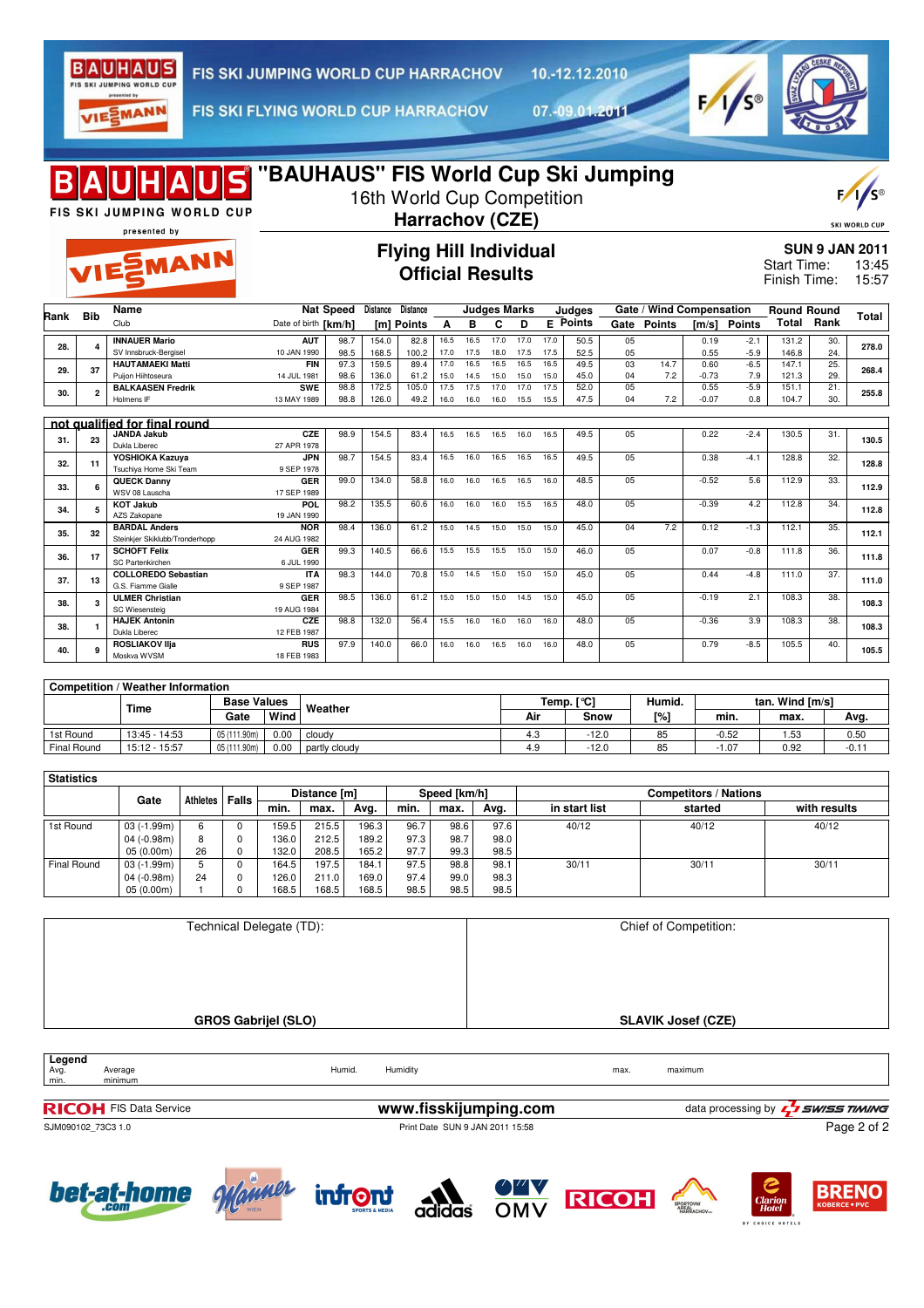# "BAUHAUS" FIS World Cup Ski Jumping

16th World Cup Competition

**Harrachov (CZE)**

## Flying Hill Individual
## Official Results

**SUN 9 JAN 2011**
Start Time: 13:45
Finish Time: 15:57

| Rank | Bib | Name / Club | Nat / Date of birth | Speed [km/h] | Distance [m] | Distance Points | A | B | C | D | E | Judges Points | Gate | Gate Points | Wind [m/s] | Wind Points | Round Total | Round Rank | Total |
|---|---|---|---|---|---|---|---|---|---|---|---|---|---|---|---|---|---|---|---|
| 28. | 4 | INNAUER Mario / SV Innsbruck-Bergisel | AUT / 10 JAN 1990 | 98.7 | 154.0 | 82.8 | 16.5 | 16.5 | 17.0 | 17.0 | 17.0 | 50.5 | 05 | | 0.19 | -2.1 | 131.2 | 30. | 278.0 |
| | | | | 98.5 | 168.5 | 100.2 | 17.0 | 17.5 | 18.0 | 17.5 | 17.5 | 52.5 | 05 | | 0.55 | -5.9 | 146.8 | 24. | |
| 29. | 37 | HAUTAMAEKI Matti / Puijon Hiihtoseura | FIN / 14 JUL 1981 | 97.3 | 159.5 | 89.4 | 17.0 | 16.5 | 16.5 | 16.5 | 16.5 | 49.5 | 03 | 14.7 | 0.60 | -6.5 | 147.1 | 25. | 268.4 |
| | | | | 98.6 | 136.0 | 61.2 | 15.0 | 14.5 | 15.0 | 15.0 | 15.0 | 45.0 | 04 | 7.2 | -0.73 | 7.9 | 121.3 | 29. | |
| 30. | 2 | BALKAASEN Fredrik / Holmens IF | SWE / 13 MAY 1989 | 98.8 | 172.5 | 105.0 | 17.5 | 17.5 | 17.0 | 17.0 | 17.5 | 52.0 | 05 | | 0.55 | -5.9 | 151.1 | 21. | 255.8 |
| | | | | 98.8 | 126.0 | 49.2 | 16.0 | 16.0 | 16.0 | 15.5 | 15.5 | 47.5 | 04 | 7.2 | -0.07 | 0.8 | 104.7 | 30. | |

### not qualified for final round

| Rank | Bib | Name / Club | Nat / Date of birth | Speed [km/h] | Distance [m] | Distance Points | A | B | C | D | E | Judges Points | Gate | Gate Points | Wind [m/s] | Wind Points | Round Total | Round Rank | Total |
|---|---|---|---|---|---|---|---|---|---|---|---|---|---|---|---|---|---|---|---|
| 31. | 23 | JANDA Jakub / Dukla Liberec | CZE / 27 APR 1978 | 98.9 | 154.5 | 83.4 | 16.5 | 16.5 | 16.5 | 16.0 | 16.5 | 49.5 | 05 | | 0.22 | -2.4 | 130.5 | 31. | 130.5 |
| 32. | 11 | YOSHIOKA Kazuya / Tsuchiya Home Ski Team | JPN / 9 SEP 1978 | 98.7 | 154.5 | 83.4 | 16.5 | 16.0 | 16.5 | 16.5 | 16.5 | 49.5 | 05 | | 0.38 | -4.1 | 128.8 | 32. | 128.8 |
| 33. | 6 | QUECK Danny / WSV 08 Lauscha | GER / 17 SEP 1989 | 99.0 | 134.0 | 58.8 | 16.0 | 16.0 | 16.5 | 16.5 | 16.0 | 48.5 | 05 | | -0.52 | 5.6 | 112.9 | 33. | 112.9 |
| 34. | 5 | KOT Jakub / AZS Zakopane | POL / 19 JAN 1990 | 98.2 | 135.5 | 60.6 | 16.0 | 16.0 | 16.0 | 15.5 | 16.5 | 48.0 | 05 | | -0.39 | 4.2 | 112.8 | 34. | 112.8 |
| 35. | 32 | BARDAL Anders / Steinkjer Skiklubb/Tronderhopp | NOR / 24 AUG 1982 | 98.4 | 136.0 | 61.2 | 15.0 | 14.5 | 15.0 | 15.0 | 15.0 | 45.0 | 04 | 7.2 | 0.12 | -1.3 | 112.1 | 35. | 112.1 |
| 36. | 17 | SCHOFT Felix / SC Partenkirchen | GER / 6 JUL 1990 | 99.3 | 140.5 | 66.6 | 15.5 | 15.5 | 15.5 | 15.0 | 15.0 | 46.0 | 05 | | 0.07 | -0.8 | 111.8 | 36. | 111.8 |
| 37. | 13 | COLLOREDO Sebastian / G.S. Fiamme Gialle | ITA / 9 SEP 1987 | 98.3 | 144.0 | 70.8 | 15.0 | 14.5 | 15.0 | 15.0 | 15.0 | 45.0 | 05 | | 0.44 | -4.8 | 111.0 | 37. | 111.0 |
| 38. | 3 | ULMER Christian / SC Wiesensteig | GER / 19 AUG 1984 | 98.5 | 136.0 | 61.2 | 15.0 | 15.0 | 15.0 | 14.5 | 15.0 | 45.0 | 05 | | -0.19 | 2.1 | 108.3 | 38. | 108.3 |
| 38. | 1 | HAJEK Antonin / Dukla Liberec | CZE / 12 FEB 1987 | 98.8 | 132.0 | 56.4 | 15.5 | 16.0 | 16.0 | 16.0 | 16.0 | 48.0 | 05 | | -0.36 | 3.9 | 108.3 | 38. | 108.3 |
| 40. | 9 | ROSLIAKOV Ilja / Moskva WVSM | RUS / 18 FEB 1983 | 97.9 | 140.0 | 66.0 | 16.0 | 16.0 | 16.5 | 16.0 | 16.0 | 48.0 | 05 | | 0.79 | -8.5 | 105.5 | 40. | 105.5 |

### Competition / Weather Information

| | Time | Base Values Gate | Base Values Wind | Weather | Temp. [°C] Air | Temp. [°C] Snow | Humid. [%] | tan. Wind [m/s] min. | tan. Wind [m/s] max. | tan. Wind [m/s] Avg. |
|---|---|---|---|---|---|---|---|---|---|---|
| 1st Round | 13:45 - 14:53 | 05 (111.90m) | 0.00 | cloudy | 4.3 | -12.0 | 85 | -0.52 | 1.53 | 0.50 |
| Final Round | 15:12 - 15:57 | 05 (111.90m) | 0.00 | partly cloudy | 4.9 | -12.0 | 85 | -1.07 | 0.92 | -0.11 |

### Statistics

| | Gate | Athletes | Falls | Distance [m] min. | Distance [m] max. | Distance [m] Avg. | Speed [km/h] min. | Speed [km/h] max. | Speed [km/h] Avg. | Competitors / Nations in start list | Competitors / Nations started | Competitors / Nations with results |
|---|---|---|---|---|---|---|---|---|---|---|---|---|
| 1st Round | 03 (-1.99m) | 6 | 0 | 159.5 | 215.5 | 196.3 | 96.7 | 98.6 | 97.6 | 40/12 | 40/12 | 40/12 |
| | 04 (-0.98m) | 8 | 0 | 136.0 | 212.5 | 189.2 | 97.3 | 98.7 | 98.0 | | | |
| | 05 (0.00m) | 26 | 0 | 132.0 | 208.5 | 165.2 | 97.7 | 99.3 | 98.5 | | | |
| Final Round | 03 (-1.99m) | 5 | 0 | 164.5 | 197.5 | 184.1 | 97.5 | 98.8 | 98.1 | 30/11 | 30/11 | 30/11 |
| | 04 (-0.98m) | 24 | 0 | 126.0 | 211.0 | 169.0 | 97.4 | 99.0 | 98.3 | | | |
| | 05 (0.00m) | 1 | 0 | 168.5 | 168.5 | 168.5 | 98.5 | 98.5 | 98.5 | | | |

| Technical Delegate (TD): | Chief of Competition: |
|---|---|
| **GROS Gabrijel (SLO)** | **SLAVIK Josef (CZE)** |

**Legend**
Avg. Average
min. minimum
Humid. Humidity
max. maximum

RICOH FIS Data Service — www.fisskijumping.com — data processing by SWISS TIMING

SJM090102_73C3 1.0 — Print Date SUN 9 JAN 2011 15:58